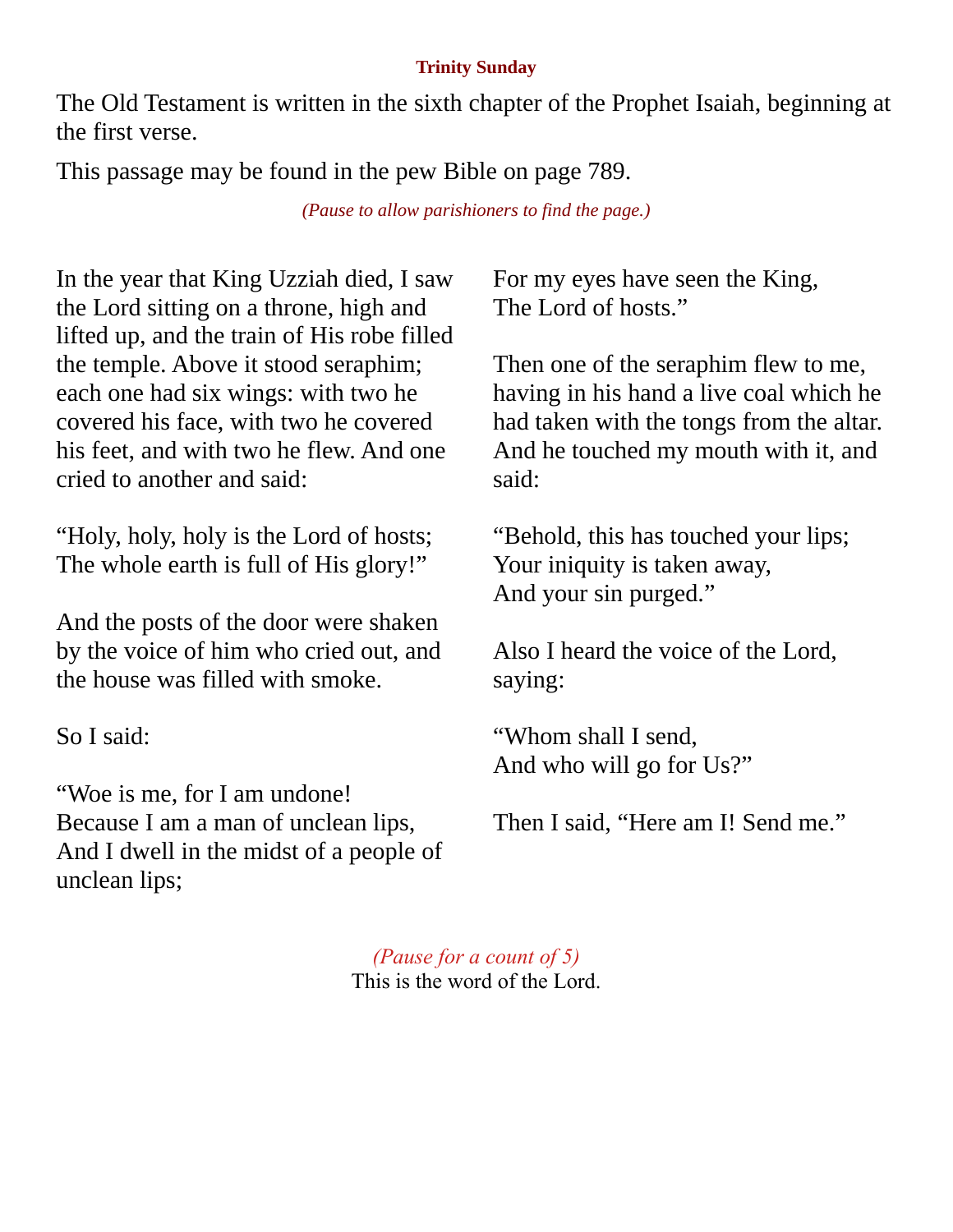**Trinity Sunday**

The Old Testament is written in the sixth chapter of the Prophet Isaiah, beginning at the first verse.

This passage may be found in the pew Bible on page 789.

*(Pause to allow parishioners to find the page.)*

In the year that King Uzziah died, I saw the Lord sitting on a throne, high and lifted up, and the train of His robe filled the temple. Above it stood seraphim; each one had six wings: with two he covered his face, with two he covered his feet, and with two he flew. And one cried to another and said:

"Holy, holy, holy is the Lord of hosts;
The whole earth is full of His glory!"

And the posts of the door were shaken by the voice of him who cried out, and the house was filled with smoke.

So I said:

"Woe is me, for I am undone!
Because I am a man of unclean lips,
And I dwell in the midst of a people of unclean lips;
For my eyes have seen the King,
The Lord of hosts."

Then one of the seraphim flew to me, having in his hand a live coal which he had taken with the tongs from the altar. And he touched my mouth with it, and said:

"Behold, this has touched your lips;
Your iniquity is taken away,
And your sin purged."

Also I heard the voice of the Lord, saying:

"Whom shall I send,
And who will go for Us?"

Then I said, "Here am I! Send me."

*(Pause for a count of 5)*
This is the word of the Lord.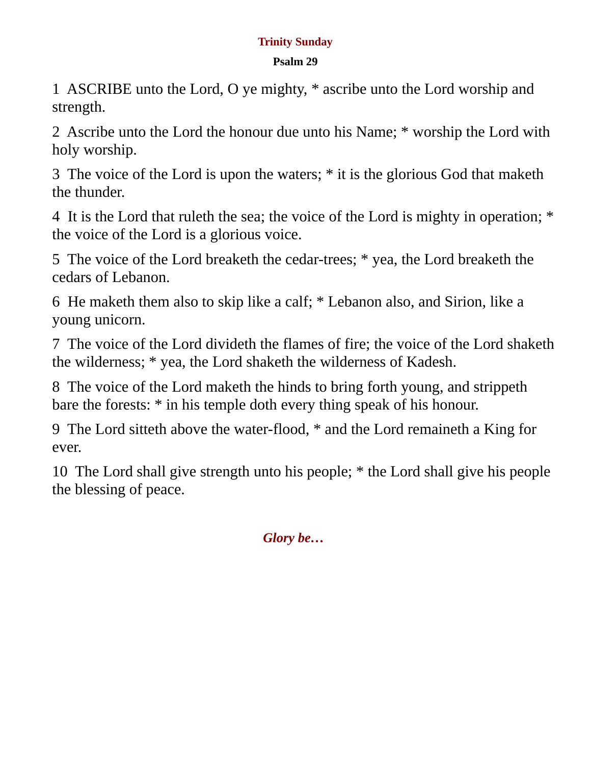**Trinity Sunday**

**Psalm 29**

1 ASCRIBE unto the Lord, O ye mighty, * ascribe unto the Lord worship and strength.

2 Ascribe unto the Lord the honour due unto his Name; * worship the Lord with holy worship.

3 The voice of the Lord is upon the waters; * it is the glorious God that maketh the thunder.

4 It is the Lord that ruleth the sea; the voice of the Lord is mighty in operation; * the voice of the Lord is a glorious voice.

5 The voice of the Lord breaketh the cedar-trees; * yea, the Lord breaketh the cedars of Lebanon.

6 He maketh them also to skip like a calf; * Lebanon also, and Sirion, like a young unicorn.

7 The voice of the Lord divideth the flames of fire; the voice of the Lord shaketh the wilderness; * yea, the Lord shaketh the wilderness of Kadesh.

8 The voice of the Lord maketh the hinds to bring forth young, and strippeth bare the forests: * in his temple doth every thing speak of his honour.

9 The Lord sitteth above the water-flood, * and the Lord remaineth a King for ever.

10 The Lord shall give strength unto his people; * the Lord shall give his people the blessing of peace.

***Glory be…***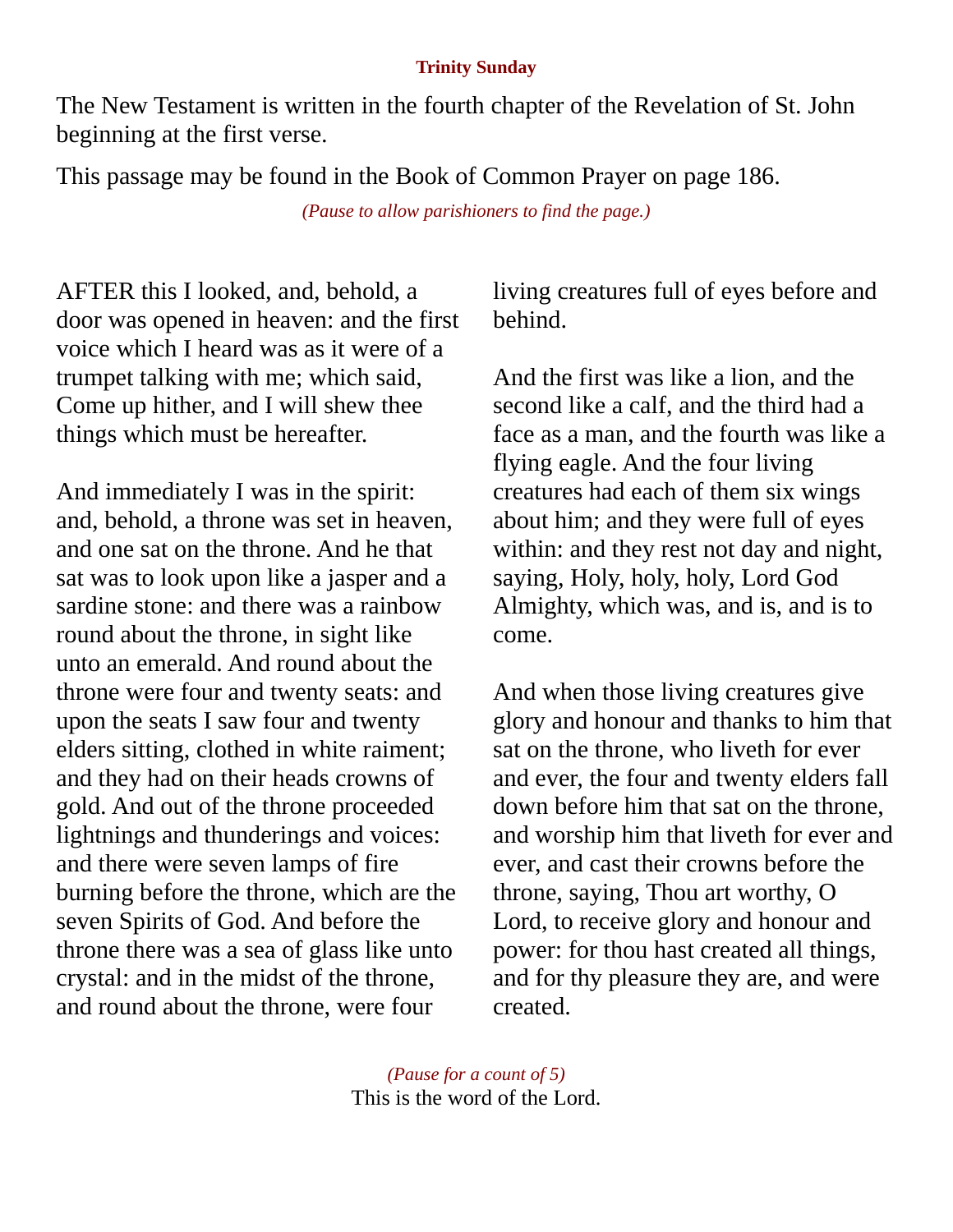**Trinity Sunday**

The New Testament is written in the fourth chapter of the Revelation of St. John beginning at the first verse.

This passage may be found in the Book of Common Prayer on page 186.

*(Pause to allow parishioners to find the page.)*

AFTER this I looked, and, behold, a door was opened in heaven: and the first voice which I heard was as it were of a trumpet talking with me; which said, Come up hither, and I will shew thee things which must be hereafter.

And immediately I was in the spirit: and, behold, a throne was set in heaven, and one sat on the throne. And he that sat was to look upon like a jasper and a sardine stone: and there was a rainbow round about the throne, in sight like unto an emerald. And round about the throne were four and twenty seats: and upon the seats I saw four and twenty elders sitting, clothed in white raiment; and they had on their heads crowns of gold. And out of the throne proceeded lightnings and thunderings and voices: and there were seven lamps of fire burning before the throne, which are the seven Spirits of God. And before the throne there was a sea of glass like unto crystal: and in the midst of the throne, and round about the throne, were four living creatures full of eyes before and behind.

And the first was like a lion, and the second like a calf, and the third had a face as a man, and the fourth was like a flying eagle. And the four living creatures had each of them six wings about him; and they were full of eyes within: and they rest not day and night, saying, Holy, holy, holy, Lord God Almighty, which was, and is, and is to come.

And when those living creatures give glory and honour and thanks to him that sat on the throne, who liveth for ever and ever, the four and twenty elders fall down before him that sat on the throne, and worship him that liveth for ever and ever, and cast their crowns before the throne, saying, Thou art worthy, O Lord, to receive glory and honour and power: for thou hast created all things, and for thy pleasure they are, and were created.

*(Pause for a count of 5)*

This is the word of the Lord.